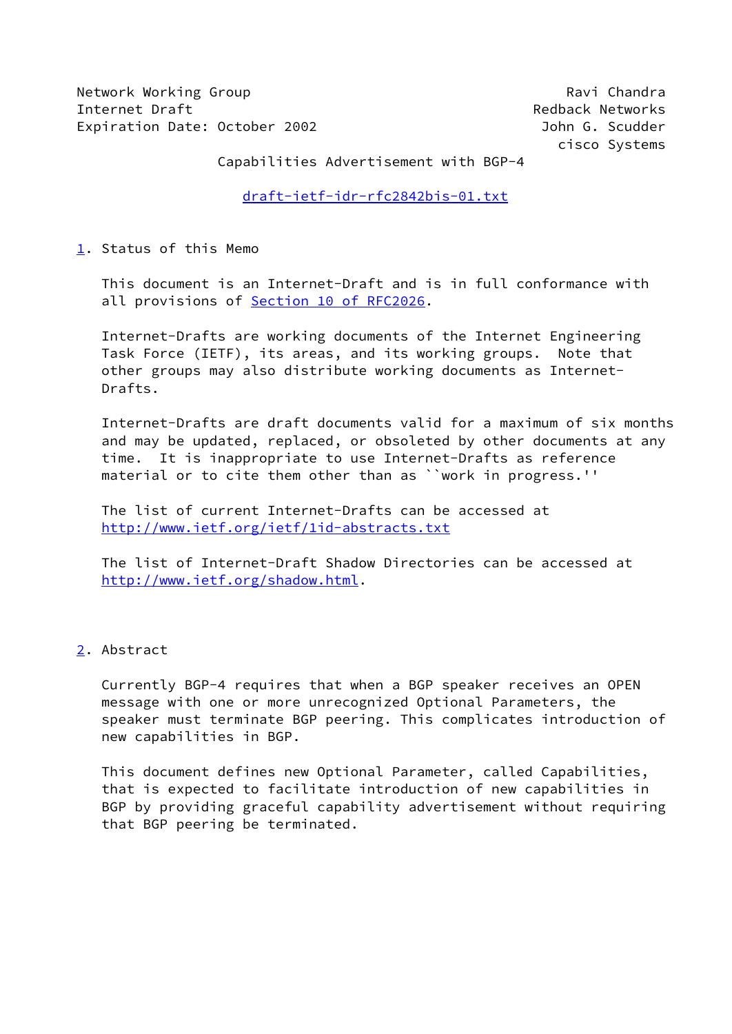Network Working Group                                         Ravi Chandra
Internet Draft                                            Redback Networks
Expiration Date: October 2002                             John G. Scudder
                                                             cisco Systems

# Capabilities Advertisement with BGP-4

draft-ietf-idr-rfc2842bis-01.txt

## 1. Status of this Memo

This document is an Internet-Draft and is in full conformance with all provisions of Section 10 of RFC2026.

Internet-Drafts are working documents of the Internet Engineering Task Force (IETF), its areas, and its working groups. Note that other groups may also distribute working documents as Internet-Drafts.

Internet-Drafts are draft documents valid for a maximum of six months and may be updated, replaced, or obsoleted by other documents at any time. It is inappropriate to use Internet-Drafts as reference material or to cite them other than as ``work in progress.''

The list of current Internet-Drafts can be accessed at http://www.ietf.org/ietf/1id-abstracts.txt

The list of Internet-Draft Shadow Directories can be accessed at http://www.ietf.org/shadow.html.

## 2. Abstract

Currently BGP-4 requires that when a BGP speaker receives an OPEN message with one or more unrecognized Optional Parameters, the speaker must terminate BGP peering. This complicates introduction of new capabilities in BGP.

This document defines new Optional Parameter, called Capabilities, that is expected to facilitate introduction of new capabilities in BGP by providing graceful capability advertisement without requiring that BGP peering be terminated.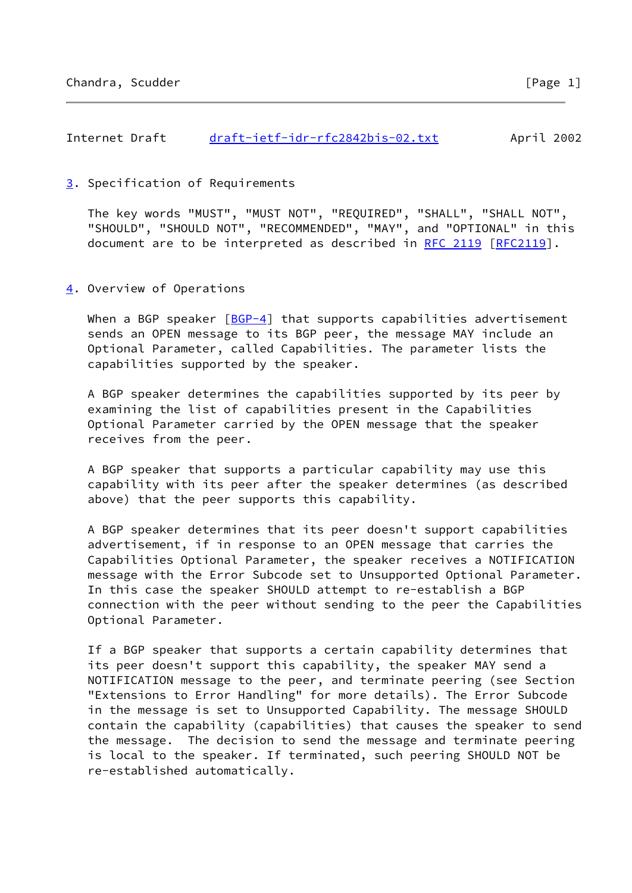## 3. Specification of Requirements

The key words "MUST", "MUST NOT", "REQUIRED", "SHALL", "SHALL NOT", "SHOULD", "SHOULD NOT", "RECOMMENDED", "MAY", and "OPTIONAL" in this document are to be interpreted as described in RFC 2119 [RFC2119].

## 4. Overview of Operations

When a BGP speaker [BGP-4] that supports capabilities advertisement sends an OPEN message to its BGP peer, the message MAY include an Optional Parameter, called Capabilities. The parameter lists the capabilities supported by the speaker.

A BGP speaker determines the capabilities supported by its peer by examining the list of capabilities present in the Capabilities Optional Parameter carried by the OPEN message that the speaker receives from the peer.

A BGP speaker that supports a particular capability may use this capability with its peer after the speaker determines (as described above) that the peer supports this capability.

A BGP speaker determines that its peer doesn't support capabilities advertisement, if in response to an OPEN message that carries the Capabilities Optional Parameter, the speaker receives a NOTIFICATION message with the Error Subcode set to Unsupported Optional Parameter. In this case the speaker SHOULD attempt to re-establish a BGP connection with the peer without sending to the peer the Capabilities Optional Parameter.

If a BGP speaker that supports a certain capability determines that its peer doesn't support this capability, the speaker MAY send a NOTIFICATION message to the peer, and terminate peering (see Section "Extensions to Error Handling" for more details). The Error Subcode in the message is set to Unsupported Capability. The message SHOULD contain the capability (capabilities) that causes the speaker to send the message. The decision to send the message and terminate peering is local to the speaker. If terminated, such peering SHOULD NOT be re-established automatically.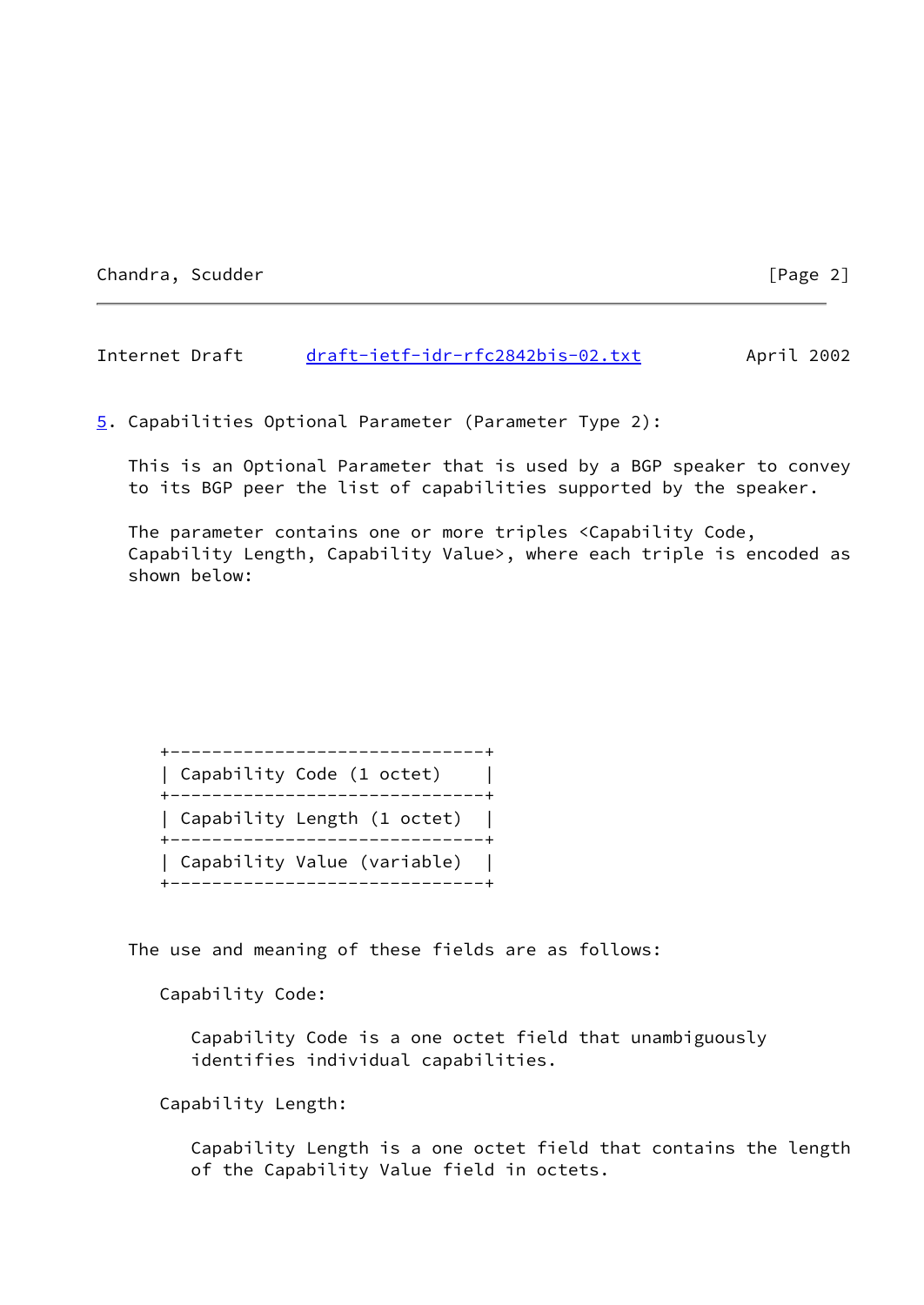## 5. Capabilities Optional Parameter (Parameter Type 2):

This is an Optional Parameter that is used by a BGP speaker to convey to its BGP peer the list of capabilities supported by the speaker.

The parameter contains one or more triples <Capability Code, Capability Length, Capability Value>, where each triple is encoded as shown below:

```
+------------------------------+
| Capability Code (1 octet)    |
+------------------------------+
| Capability Length (1 octet)  |
+------------------------------+
| Capability Value (variable)  |
+------------------------------+
```

The use and meaning of these fields are as follows:

Capability Code:

Capability Code is a one octet field that unambiguously identifies individual capabilities.

Capability Length:

Capability Length is a one octet field that contains the length of the Capability Value field in octets.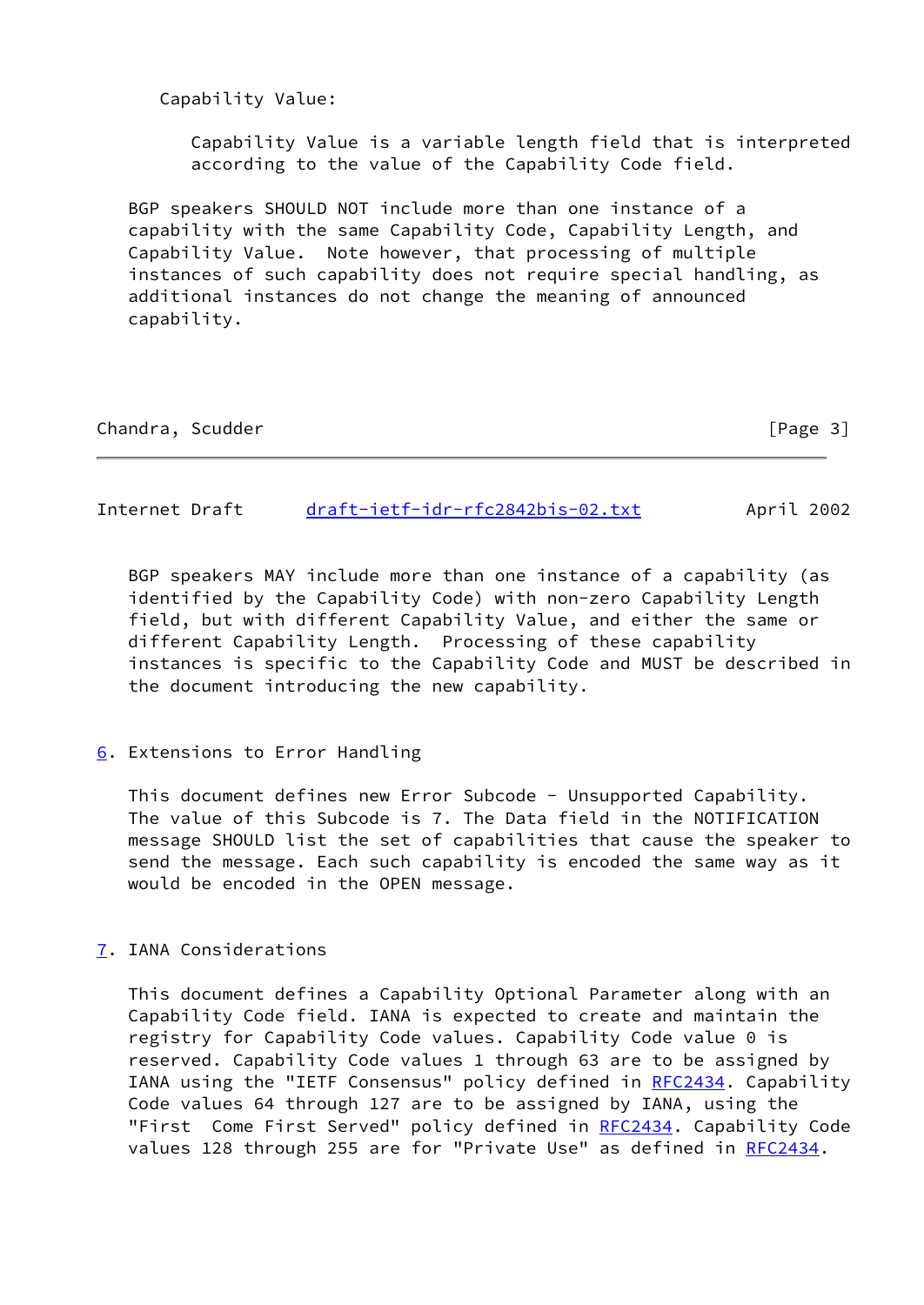Capability Value:

Capability Value is a variable length field that is interpreted according to the value of the Capability Code field.

BGP speakers SHOULD NOT include more than one instance of a capability with the same Capability Code, Capability Length, and Capability Value. Note however, that processing of multiple instances of such capability does not require special handling, as additional instances do not change the meaning of announced capability.

BGP speakers MAY include more than one instance of a capability (as identified by the Capability Code) with non-zero Capability Length field, but with different Capability Value, and either the same or different Capability Length. Processing of these capability instances is specific to the Capability Code and MUST be described in the document introducing the new capability.

## 6. Extensions to Error Handling

This document defines new Error Subcode - Unsupported Capability. The value of this Subcode is 7. The Data field in the NOTIFICATION message SHOULD list the set of capabilities that cause the speaker to send the message. Each such capability is encoded the same way as it would be encoded in the OPEN message.

## 7. IANA Considerations

This document defines a Capability Optional Parameter along with an Capability Code field. IANA is expected to create and maintain the registry for Capability Code values. Capability Code value 0 is reserved. Capability Code values 1 through 63 are to be assigned by IANA using the "IETF Consensus" policy defined in RFC2434. Capability Code values 64 through 127 are to be assigned by IANA, using the "First Come First Served" policy defined in RFC2434. Capability Code values 128 through 255 are for "Private Use" as defined in RFC2434.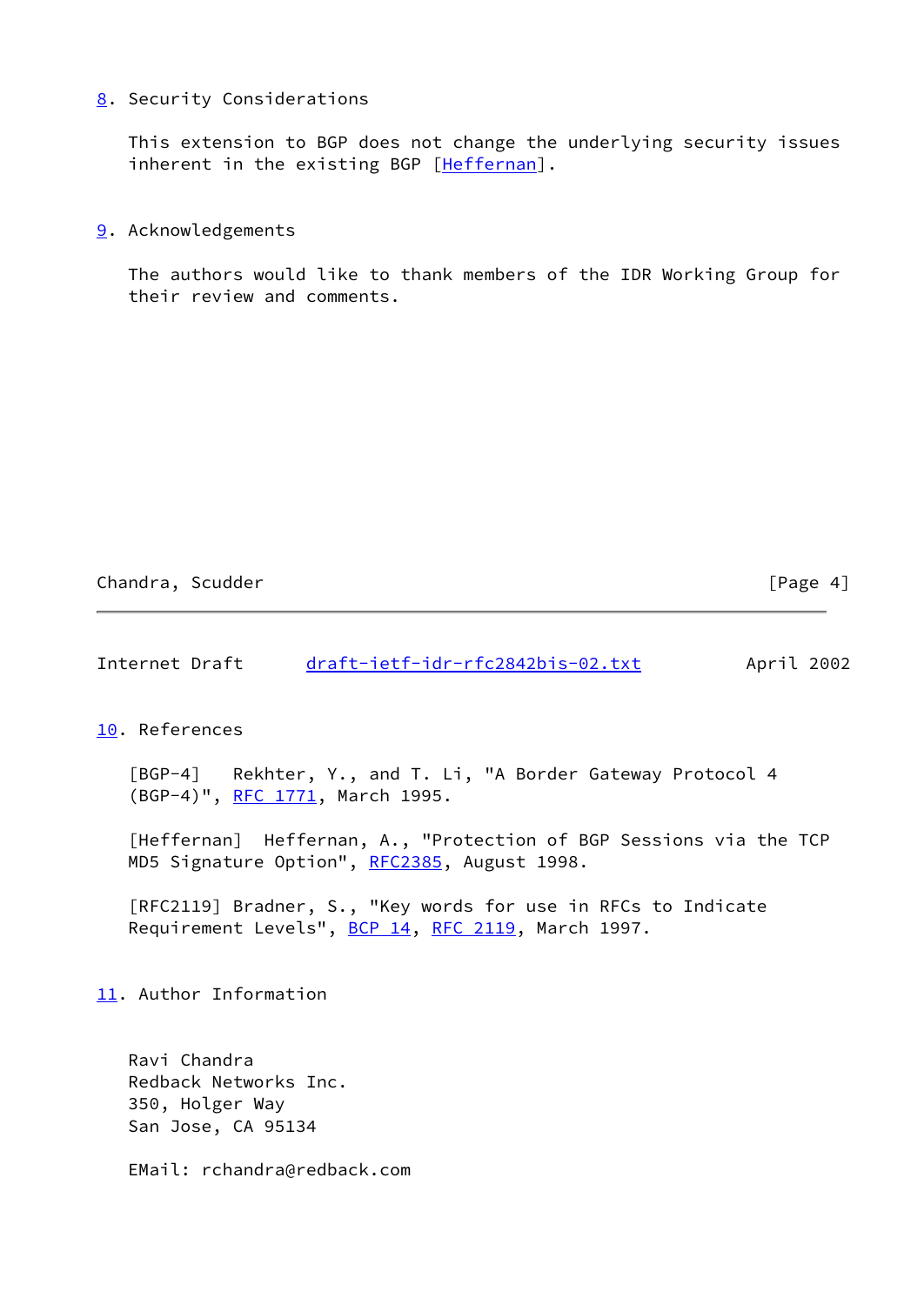## 8. Security Considerations

This extension to BGP does not change the underlying security issues inherent in the existing BGP [Heffernan].

## 9. Acknowledgements

The authors would like to thank members of the IDR Working Group for their review and comments.

## 10. References

[BGP-4] Rekhter, Y., and T. Li, "A Border Gateway Protocol 4 (BGP-4)", RFC 1771, March 1995.

[Heffernan] Heffernan, A., "Protection of BGP Sessions via the TCP MD5 Signature Option", RFC2385, August 1998.

[RFC2119] Bradner, S., "Key words for use in RFCs to Indicate Requirement Levels", BCP 14, RFC 2119, March 1997.

## 11. Author Information

Ravi Chandra
Redback Networks Inc.
350, Holger Way
San Jose, CA 95134

EMail: rchandra@redback.com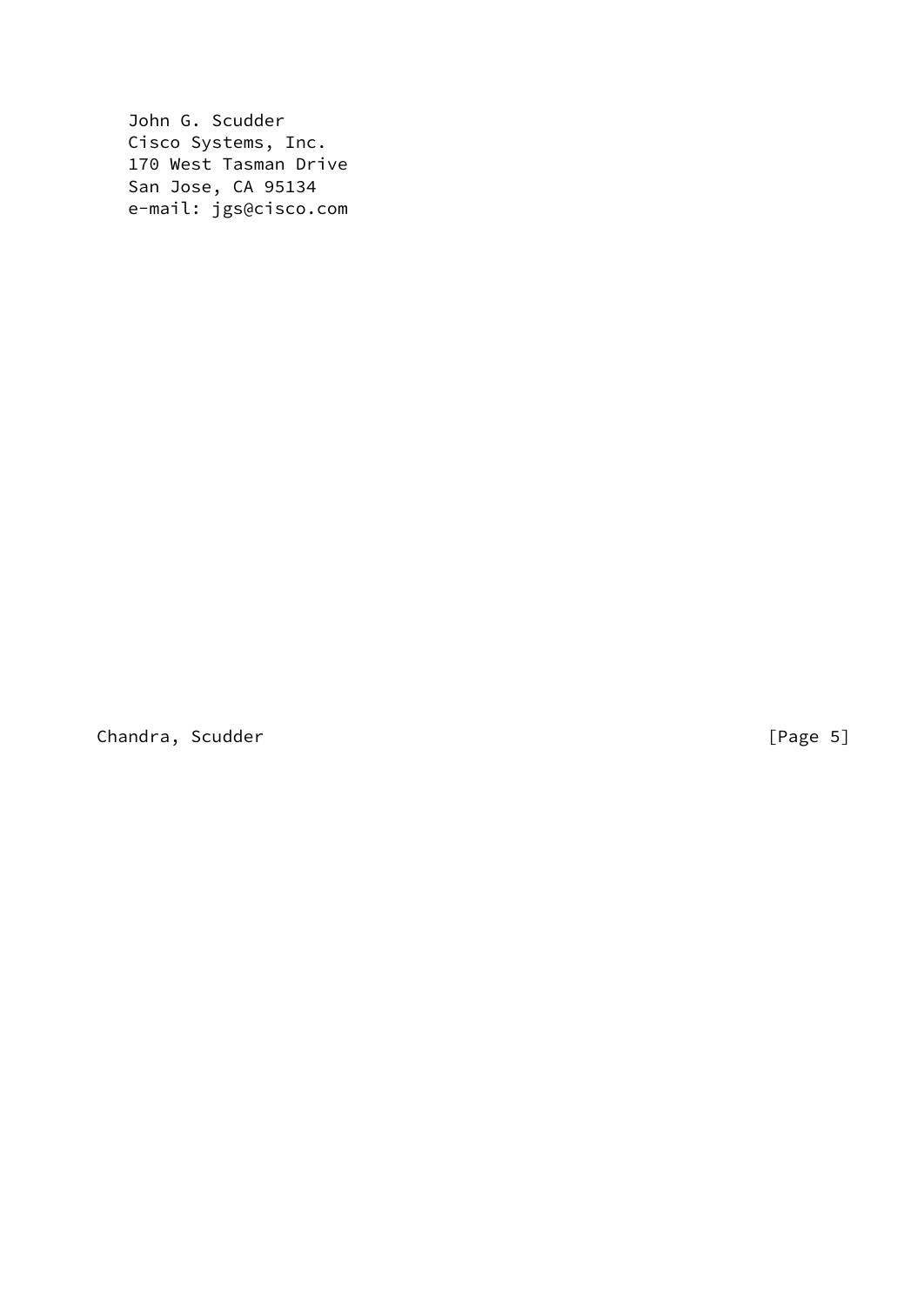John G. Scudder
Cisco Systems, Inc.
170 West Tasman Drive
San Jose, CA 95134
e-mail: jgs@cisco.com